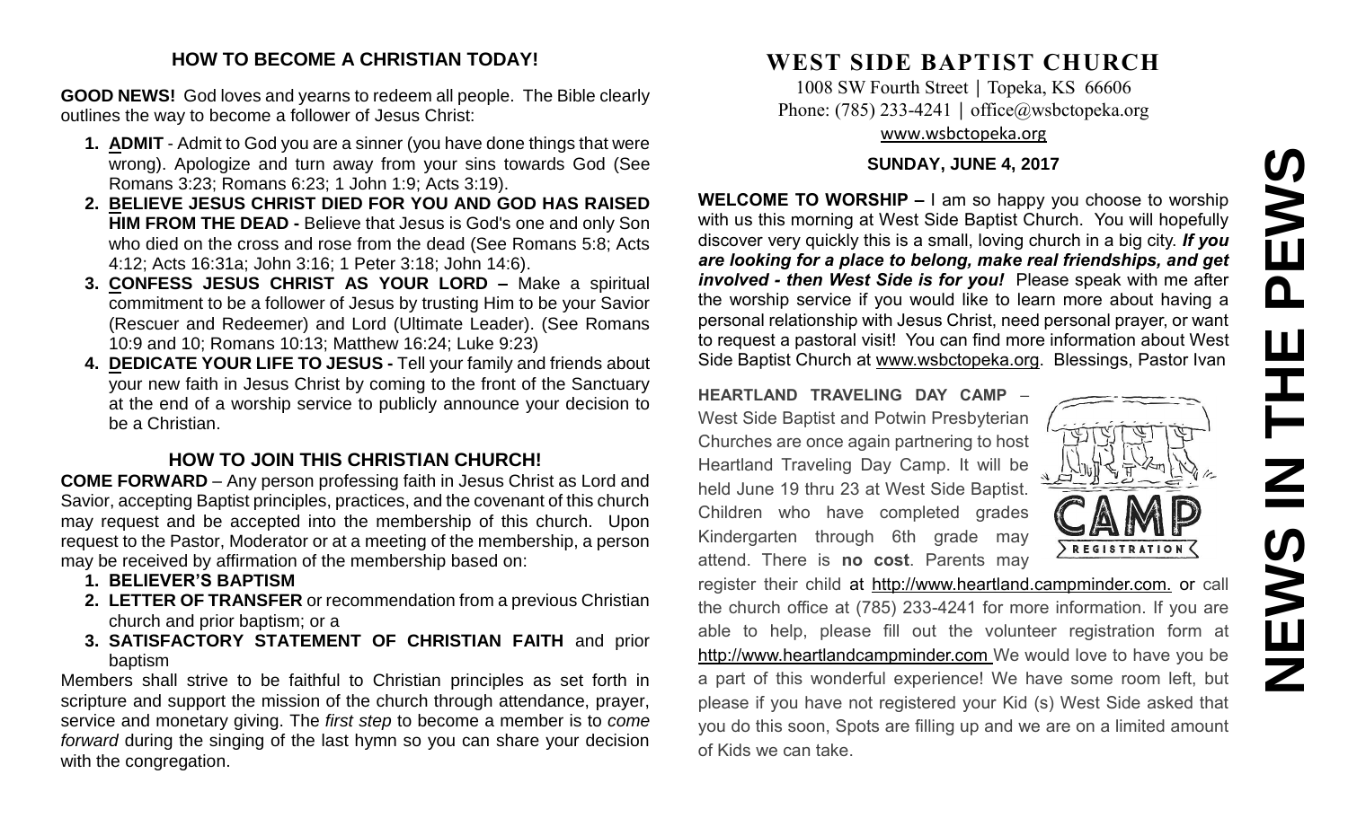## HOW TO BECOME A CHRISTIAN TODAY!

**GOOD NEWS!** God loves and yearns to redeem all people. The Bible clearly outlines the way to become a follower of Jesus Christ:

1. **ADMIT** - Admit to God you are a sinner (you have done things that were wrong). Apologize and turn away from your sins towards God (See Romans 3:23; Romans 6:23; 1 John 1:9; Acts 3:19).
2. **BELIEVE JESUS CHRIST DIED FOR YOU AND GOD HAS RAISED HIM FROM THE DEAD -** Believe that Jesus is God's one and only Son who died on the cross and rose from the dead (See Romans 5:8; Acts 4:12; Acts 16:31a; John 3:16; 1 Peter 3:18; John 14:6).
3. **CONFESS JESUS CHRIST AS YOUR LORD –** Make a spiritual commitment to be a follower of Jesus by trusting Him to be your Savior (Rescuer and Redeemer) and Lord (Ultimate Leader). (See Romans 10:9 and 10; Romans 10:13; Matthew 16:24; Luke 9:23)
4. **DEDICATE YOUR LIFE TO JESUS -** Tell your family and friends about your new faith in Jesus Christ by coming to the front of the Sanctuary at the end of a worship service to publicly announce your decision to be a Christian.

## HOW TO JOIN THIS CHRISTIAN CHURCH!

**COME FORWARD** – Any person professing faith in Jesus Christ as Lord and Savior, accepting Baptist principles, practices, and the covenant of this church may request and be accepted into the membership of this church. Upon request to the Pastor, Moderator or at a meeting of the membership, a person may be received by affirmation of the membership based on:

1. **BELIEVER'S BAPTISM**
2. **LETTER OF TRANSFER** or recommendation from a previous Christian church and prior baptism; or a
3. **SATISFACTORY STATEMENT OF CHRISTIAN FAITH** and prior baptism

Members shall strive to be faithful to Christian principles as set forth in scripture and support the mission of the church through attendance, prayer, service and monetary giving. The *first step* to become a member is to *come forward* during the singing of the last hymn so you can share your decision with the congregation.

# WEST SIDE BAPTIST CHURCH

1008 SW Fourth Street | Topeka, KS 66606
Phone: (785) 233-4241 | office@wsbctopeka.org
www.wsbctopeka.org

**SUNDAY, JUNE 4, 2017**

**WELCOME TO WORSHIP –** I am so happy you choose to worship with us this morning at West Side Baptist Church. You will hopefully discover very quickly this is a small, loving church in a big city. ***If you are looking for a place to belong, make real friendships, and get involved - then West Side is for you!*** Please speak with me after the worship service if you would like to learn more about having a personal relationship with Jesus Christ, need personal prayer, or want to request a pastoral visit! You can find more information about West Side Baptist Church at www.wsbctopeka.org. Blessings, Pastor Ivan

**HEARTLAND TRAVELING DAY CAMP** – West Side Baptist and Potwin Presbyterian Churches are once again partnering to host Heartland Traveling Day Camp. It will be held June 19 thru 23 at West Side Baptist. Children who have completed grades Kindergarten through 6th grade may attend. There is **no cost**. Parents may register their child at http://www.heartland.campminder.com. or call the church office at (785) 233-4241 for more information. If you are able to help, please fill out the volunteer registration form at http://www.heartlandcampminder.com We would love to have you be a part of this wonderful experience! We have some room left, but please if you have not registered your Kid (s) West Side asked that you do this soon, Spots are filling up and we are on a limited amount of Kids we can take.

# NEWS IN THE PEWS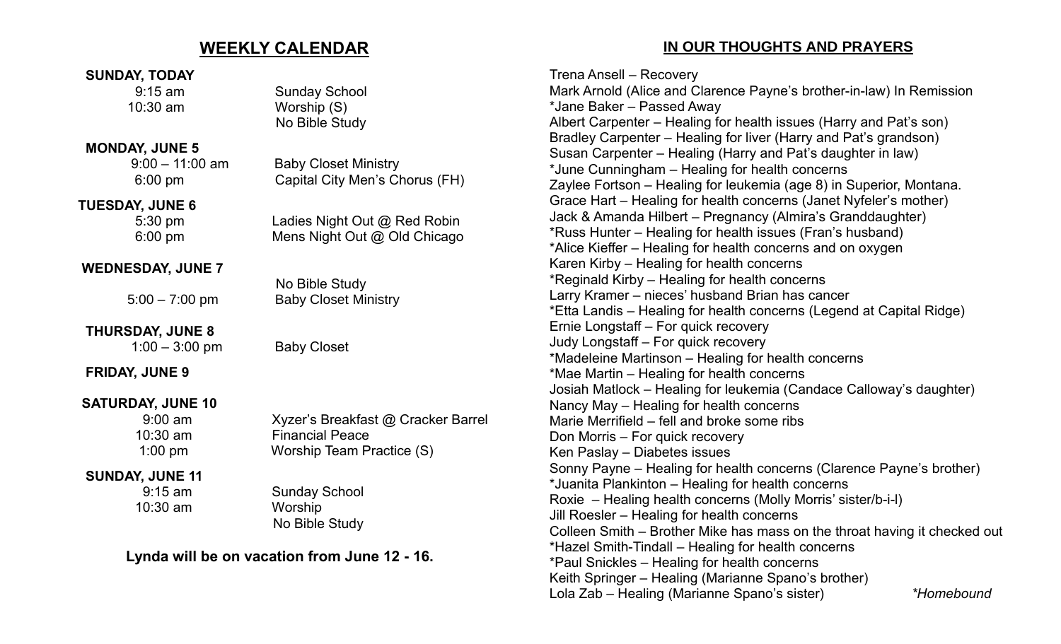## WEEKLY CALENDAR

**SUNDAY, TODAY**

| | |
|---|---|
| 9:15 am | Sunday School |
| 10:30 am | Worship (S) |
| | No Bible Study |

**MONDAY, JUNE 5**

| | |
|---|---|
| 9:00 – 11:00 am | Baby Closet Ministry |
| 6:00 pm | Capital City Men's Chorus (FH) |

**TUESDAY, JUNE 6**

| | |
|---|---|
| 5:30 pm | Ladies Night Out @ Red Robin |
| 6:00 pm | Mens Night Out @ Old Chicago |

**WEDNESDAY, JUNE 7**

| | |
|---|---|
| | No Bible Study |
| 5:00 – 7:00 pm | Baby Closet Ministry |

**THURSDAY, JUNE 8**

| | |
|---|---|
| 1:00 – 3:00 pm | Baby Closet |

**FRIDAY, JUNE 9**

**SATURDAY, JUNE 10**

| | |
|---|---|
| 9:00 am | Xyzer's Breakfast @ Cracker Barrel |
| 10:30 am | Financial Peace |
| 1:00 pm | Worship Team Practice (S) |

**SUNDAY, JUNE 11**

| | |
|---|---|
| 9:15 am | Sunday School |
| 10:30 am | Worship |
| | No Bible Study |

**Lynda will be on vacation from June 12 - 16.**

## IN OUR THOUGHTS AND PRAYERS

Trena Ansell – Recovery
Mark Arnold (Alice and Clarence Payne's brother-in-law) In Remission
*Jane Baker – Passed Away
Albert Carpenter – Healing for health issues (Harry and Pat's son)
Bradley Carpenter – Healing for liver (Harry and Pat's grandson)
Susan Carpenter – Healing (Harry and Pat's daughter in law)
*June Cunningham – Healing for health concerns
Zaylee Fortson – Healing for leukemia (age 8) in Superior, Montana.
Grace Hart – Healing for health concerns (Janet Nyfeler's mother)
Jack & Amanda Hilbert – Pregnancy (Almira's Granddaughter)
*Russ Hunter – Healing for health issues (Fran's husband)
*Alice Kieffer – Healing for health concerns and on oxygen
Karen Kirby – Healing for health concerns
*Reginald Kirby – Healing for health concerns
Larry Kramer – nieces' husband Brian has cancer
*Etta Landis – Healing for health concerns (Legend at Capital Ridge)
Ernie Longstaff – For quick recovery
Judy Longstaff – For quick recovery
*Madeleine Martinson – Healing for health concerns
*Mae Martin – Healing for health concerns
Josiah Matlock – Healing for leukemia (Candace Calloway's daughter)
Nancy May – Healing for health concerns
Marie Merrifield – fell and broke some ribs
Don Morris – For quick recovery
Ken Paslay – Diabetes issues
Sonny Payne – Healing for health concerns (Clarence Payne's brother)
*Juanita Plankinton – Healing for health concerns
Roxie – Healing health concerns (Molly Morris' sister/b-i-l)
Jill Roesler – Healing for health concerns
Colleen Smith – Brother Mike has mass on the throat having it checked out
*Hazel Smith-Tindall – Healing for health concerns
*Paul Snickles – Healing for health concerns
Keith Springer – Healing (Marianne Spano's brother)
Lola Zab – Healing (Marianne Spano's sister)

*\*Homebound*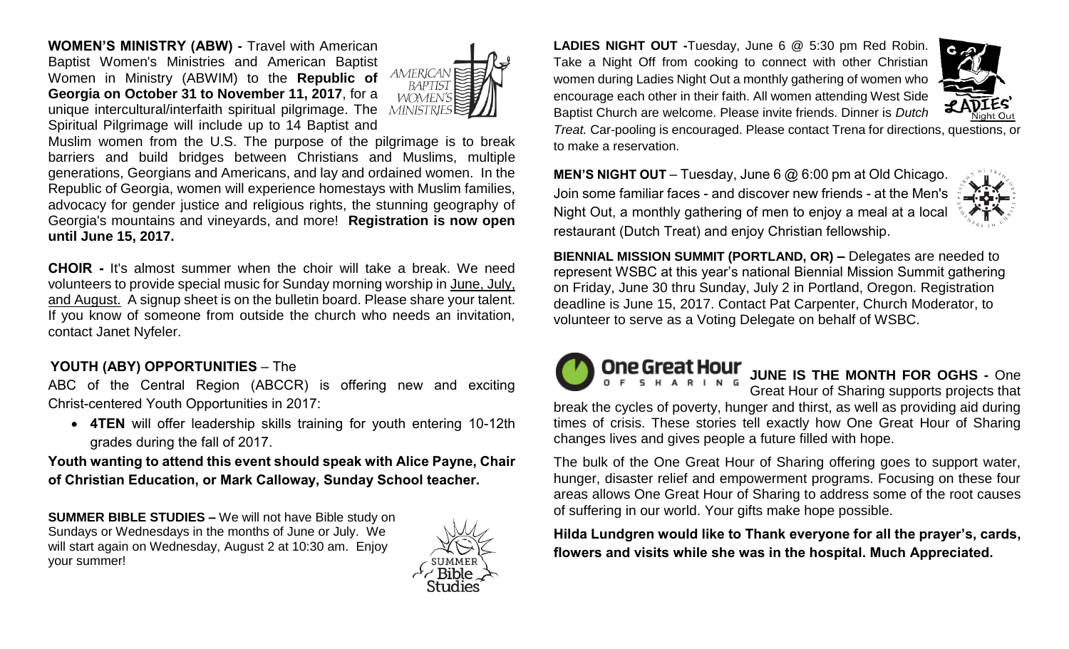**WOMEN'S MINISTRY (ABW) -** Travel with American Baptist Women's Ministries and American Baptist Women in Ministry (ABWIM) to the **Republic of Georgia on October 31 to November 11, 2017**, for a unique intercultural/interfaith spiritual pilgrimage. The Spiritual Pilgrimage will include up to 14 Baptist and Muslim women from the U.S. The purpose of the pilgrimage is to break barriers and build bridges between Christians and Muslims, multiple generations, Georgians and Americans, and lay and ordained women. In the Republic of Georgia, women will experience homestays with Muslim families, advocacy for gender justice and religious rights, the stunning geography of Georgia's mountains and vineyards, and more! **Registration is now open until June 15, 2017.**

**CHOIR -** It's almost summer when the choir will take a break. We need volunteers to provide special music for Sunday morning worship in June, July, and August. A signup sheet is on the bulletin board. Please share your talent. If you know of someone from outside the church who needs an invitation, contact Janet Nyfeler.

**YOUTH (ABY) OPPORTUNITIES** – The ABC of the Central Region (ABCCR) is offering new and exciting Christ-centered Youth Opportunities in 2017:

- **4TEN** will offer leadership skills training for youth entering 10-12th grades during the fall of 2017.

**Youth wanting to attend this event should speak with Alice Payne, Chair of Christian Education, or Mark Calloway, Sunday School teacher.**

**SUMMER BIBLE STUDIES –** We will not have Bible study on Sundays or Wednesdays in the months of June or July. We will start again on Wednesday, August 2 at 10:30 am. Enjoy your summer!

**LADIES NIGHT OUT -**Tuesday, June 6 @ 5:30 pm Red Robin. Take a Night Off from cooking to connect with other Christian women during Ladies Night Out a monthly gathering of women who encourage each other in their faith. All women attending West Side Baptist Church are welcome. Please invite friends. Dinner is *Dutch Treat.* Car-pooling is encouraged. Please contact Trena for directions, questions, or to make a reservation.

**MEN'S NIGHT OUT** – Tuesday, June 6 @ 6:00 pm at Old Chicago. Join some familiar faces - and discover new friends - at the Men's Night Out, a monthly gathering of men to enjoy a meal at a local restaurant (Dutch Treat) and enjoy Christian fellowship.

**BIENNIAL MISSION SUMMIT (PORTLAND, OR) –** Delegates are needed to represent WSBC at this year's national Biennial Mission Summit gathering on Friday, June 30 thru Sunday, July 2 in Portland, Oregon. Registration deadline is June 15, 2017. Contact Pat Carpenter, Church Moderator, to volunteer to serve as a Voting Delegate on behalf of WSBC.

**JUNE IS THE MONTH FOR OGHS -** One Great Hour of Sharing supports projects that break the cycles of poverty, hunger and thirst, as well as providing aid during times of crisis. These stories tell exactly how One Great Hour of Sharing changes lives and gives people a future filled with hope.

The bulk of the One Great Hour of Sharing offering goes to support water, hunger, disaster relief and empowerment programs. Focusing on these four areas allows One Great Hour of Sharing to address some of the root causes of suffering in our world. Your gifts make hope possible.

**Hilda Lundgren would like to Thank everyone for all the prayer's, cards, flowers and visits while she was in the hospital. Much Appreciated.**